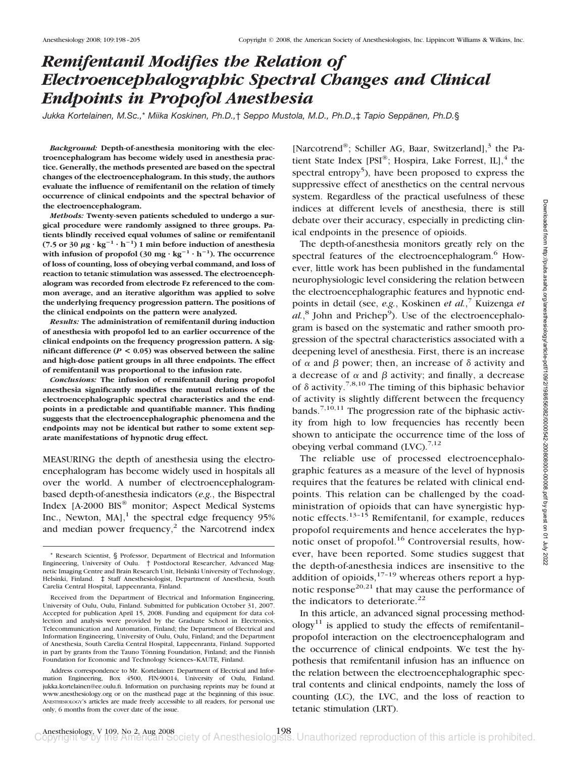# *Remifentanil Modifies the Relation of Electroencephalographic Spectral Changes and Clinical Endpoints in Propofol Anesthesia*

*Jukka Kortelainen, M.Sc.,\* Miika Koskinen, Ph.D.,† Seppo Mustola, M.D., Ph.D.,‡ Tapio Seppänen, Ph.D.§*

***Background:*** **Depth-of-anesthesia monitoring with the electroencephalogram has become widely used in anesthesia practice. Generally, the methods presented are based on the spectral changes of the electroencephalogram. In this study, the authors evaluate the influence of remifentanil on the relation of timely occurrence of clinical endpoints and the spectral behavior of the electroencephalogram.**

***Methods:*** **Twenty-seven patients scheduled to undergo a surgical procedure were randomly assigned to three groups. Patients blindly received equal volumes of saline or remifentanil (7.5 or 30 $\mu g \cdot kg^{-1} \cdot h^{-1}$) 1 min before induction of anesthesia with infusion of propofol (30 $mg \cdot kg^{-1} \cdot h^{-1}$). The occurrence of loss of counting, loss of obeying verbal command, and loss of reaction to tetanic stimulation was assessed. The electroencephalogram was recorded from electrode Fz referenced to the common average, and an iterative algorithm was applied to solve the underlying frequency progression pattern. The positions of the clinical endpoints on the pattern were analyzed.**

***Results:*** **The administration of remifentanil during induction of anesthesia with propofol led to an earlier occurrence of the clinical endpoints on the frequency progression pattern. A significant difference ($P < 0.05$) was observed between the saline and high-dose patient groups in all three endpoints. The effect of remifentanil was proportional to the infusion rate.**

***Conclusions:*** **The infusion of remifentanil during propofol anesthesia significantly modifies the mutual relations of the electroencephalographic spectral characteristics and the endpoints in a predictable and quantifiable manner. This finding suggests that the electroencephalographic phenomena and the endpoints may not be identical but rather to some extent separate manifestations of hypnotic drug effect.**

MEASURING the depth of anesthesia using the electroencephalogram has become widely used in hospitals all over the world. A number of electroencephalogram-based depth-of-anesthesia indicators (*e.g.*, the Bispectral Index [A-2000 BIS® monitor; Aspect Medical Systems Inc., Newton, MA],[1] the spectral edge frequency 95% and median power frequency,[2] the Narcotrend index [Narcotrend®; Schiller AG, Baar, Switzerland],[3] the Patient State Index [PSI®; Hospira, Lake Forrest, IL],[4] the spectral entropy[5]), have been proposed to express the suppressive effect of anesthetics on the central nervous system. Regardless of the practical usefulness of these indices at different levels of anesthesia, there is still debate over their accuracy, especially in predicting clinical endpoints in the presence of opioids.

The depth-of-anesthesia monitors greatly rely on the spectral features of the electroencephalogram.[6] However, little work has been published in the fundamental neurophysiologic level considering the relation between the electroencephalographic features and hypnotic endpoints in detail (see, *e.g.*, Koskinen *et al.*,[7] Kuizenga *et al.*,[8] John and Prichep[9]). Use of the electroencephalogram is based on the systematic and rather smooth progression of the spectral characteristics associated with a deepening level of anesthesia. First, there is an increase of $\alpha$ and $\beta$ power; then, an increase of $\delta$ activity and a decrease of $\alpha$ and $\beta$ activity; and finally, a decrease of $\delta$ activity.[7,8,10] The timing of this biphasic behavior of activity is slightly different between the frequency bands.[7,10,11] The progression rate of the biphasic activity from high to low frequencies has recently been shown to anticipate the occurrence time of the loss of obeying verbal command (LVC).[7,12]

The reliable use of processed electroencephalographic features as a measure of the level of hypnosis requires that the features be related with clinical endpoints. This relation can be challenged by the coadministration of opioids that can have synergistic hypnotic effects.[13–15] Remifentanil, for example, reduces propofol requirements and hence accelerates the hypnotic onset of propofol.[16] Controversial results, however, have been reported. Some studies suggest that the depth-of-anesthesia indices are insensitive to the addition of opioids,[17–19] whereas others report a hypnotic response[20,21] that may cause the performance of the indicators to deteriorate.[22]

In this article, an advanced signal processing methodology[11] is applied to study the effects of remifentanil–propofol interaction on the electroencephalogram and the occurrence of clinical endpoints. We test the hypothesis that remifentanil infusion has an influence on the relation between the electroencephalographic spectral contents and clinical endpoints, namely the loss of counting (LC), the LVC, and the loss of reaction to tetanic stimulation (LRT).

---

\* Research Scientist, § Professor, Department of Electrical and Information Engineering, University of Oulu. † Postdoctoral Researcher, Advanced Magnetic Imaging Centre and Brain Research Unit, Helsinki University of Technology, Helsinki, Finland. ‡ Staff Anesthesiologist, Department of Anesthesia, South Carelia Central Hospital, Lappeenranta, Finland.

Received from the Department of Electrical and Information Engineering, University of Oulu, Oulu, Finland. Submitted for publication October 31, 2007. Accepted for publication April 15, 2008. Funding and equipment for data collection and analysis were provided by the Graduate School in Electronics, Telecommunication and Automation, Finland; the Department of Electrical and Information Engineering, University of Oulu, Oulu, Finland; and the Department of Anesthesia, South Carelia Central Hospital, Lappeenranta, Finland. Supported in part by grants from the Tauno Tönning Foundation, Finland; and the Finnish Foundation for Economic and Technology Sciences–KAUTE, Finland.

Address correspondence to Mr. Kortelainen: Department of Electrical and Information Engineering, Box 4500, FIN-90014, University of Oulu, Finland. jukka.kortelainen@ee.oulu.fi. Information on purchasing reprints may be found at www.anesthesiology.org or on the masthead page at the beginning of this issue. ANESTHESIOLOGY's articles are made freely accessible to all readers, for personal use only, 6 months from the cover date of the issue.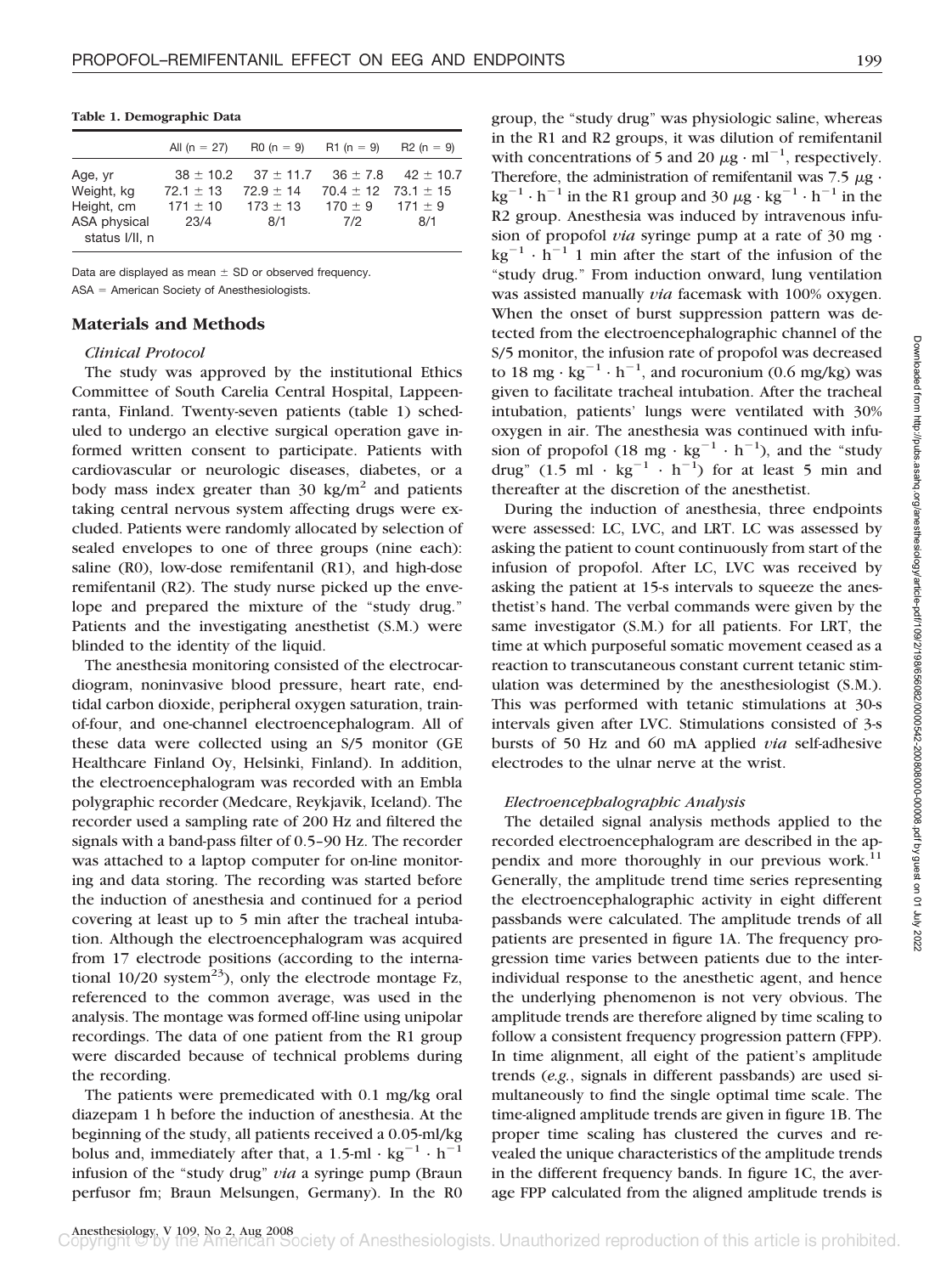**Table 1. Demographic Data**

| | All (n = 27) | R0 (n = 9) | R1 (n = 9) | R2 (n = 9) |
|---|---|---|---|---|
| Age, yr | 38 ± 10.2 | 37 ± 11.7 | 36 ± 7.8 | 42 ± 10.7 |
| Weight, kg | 72.1 ± 13 | 72.9 ± 14 | 70.4 ± 12 | 73.1 ± 15 |
| Height, cm | 171 ± 10 | 173 ± 13 | 170 ± 9 | 171 ± 9 |
| ASA physical status I/II, n | 23/4 | 8/1 | 7/2 | 8/1 |

Data are displayed as mean ± SD or observed frequency.
ASA = American Society of Anesthesiologists.

## Materials and Methods

### *Clinical Protocol*

The study was approved by the institutional Ethics Committee of South Carelia Central Hospital, Lappeenranta, Finland. Twenty-seven patients (table 1) scheduled to undergo an elective surgical operation gave informed written consent to participate. Patients with cardiovascular or neurologic diseases, diabetes, or a body mass index greater than 30 $kg/m^2$ and patients taking central nervous system affecting drugs were excluded. Patients were randomly allocated by selection of sealed envelopes to one of three groups (nine each): saline (R0), low-dose remifentanil (R1), and high-dose remifentanil (R2). The study nurse picked up the envelope and prepared the mixture of the "study drug." Patients and the investigating anesthetist (S.M.) were blinded to the identity of the liquid.

The anesthesia monitoring consisted of the electrocardiogram, noninvasive blood pressure, heart rate, end-tidal carbon dioxide, peripheral oxygen saturation, train-of-four, and one-channel electroencephalogram. All of these data were collected using an S/5 monitor (GE Healthcare Finland Oy, Helsinki, Finland). In addition, the electroencephalogram was recorded with an Embla polygraphic recorder (Medcare, Reykjavik, Iceland). The recorder used a sampling rate of 200 Hz and filtered the signals with a band-pass filter of 0.5–90 Hz. The recorder was attached to a laptop computer for on-line monitoring and data storing. The recording was started before the induction of anesthesia and continued for a period covering at least up to 5 min after the tracheal intubation. Although the electroencephalogram was acquired from 17 electrode positions (according to the international 10/20 system[23]), only the electrode montage Fz, referenced to the common average, was used in the analysis. The montage was formed off-line using unipolar recordings. The data of one patient from the R1 group were discarded because of technical problems during the recording.

The patients were premedicated with 0.1 mg/kg oral diazepam 1 h before the induction of anesthesia. At the beginning of the study, all patients received a 0.05-ml/kg bolus and, immediately after that, a 1.5-ml $\cdot$ $kg^{-1}$ $\cdot$ $h^{-1}$ infusion of the "study drug" *via* a syringe pump (Braun perfusor fm; Braun Melsungen, Germany). In the R0 group, the "study drug" was physiologic saline, whereas in the R1 and R2 groups, it was dilution of remifentanil with concentrations of 5 and 20 $\mu g \cdot ml^{-1}$, respectively. Therefore, the administration of remifentanil was 7.5 $\mu g \cdot kg^{-1} \cdot h^{-1}$ in the R1 group and 30 $\mu g \cdot kg^{-1} \cdot h^{-1}$ in the R2 group. Anesthesia was induced by intravenous infusion of propofol *via* syringe pump at a rate of 30 mg $\cdot$ $kg^{-1}$ $\cdot$ $h^{-1}$ 1 min after the start of the infusion of the "study drug." From induction onward, lung ventilation was assisted manually *via* facemask with 100% oxygen. When the onset of burst suppression pattern was detected from the electroencephalographic channel of the S/5 monitor, the infusion rate of propofol was decreased to 18 mg $\cdot$ $kg^{-1}$ $\cdot$ $h^{-1}$, and rocuronium (0.6 mg/kg) was given to facilitate tracheal intubation. After the tracheal intubation, patients' lungs were ventilated with 30% oxygen in air. The anesthesia was continued with infusion of propofol (18 mg $\cdot$ $kg^{-1}$ $\cdot$ $h^{-1}$), and the "study drug" (1.5 ml $\cdot$ $kg^{-1}$ $\cdot$ $h^{-1}$) for at least 5 min and thereafter at the discretion of the anesthetist.

During the induction of anesthesia, three endpoints were assessed: LC, LVC, and LRT. LC was assessed by asking the patient to count continuously from start of the infusion of propofol. After LC, LVC was received by asking the patient at 15-s intervals to squeeze the anesthetist's hand. The verbal commands were given by the same investigator (S.M.) for all patients. For LRT, the time at which purposeful somatic movement ceased as a reaction to transcutaneous constant current tetanic stimulation was determined by the anesthesiologist (S.M.). This was performed with tetanic stimulations at 30-s intervals given after LVC. Stimulations consisted of 3-s bursts of 50 Hz and 60 mA applied *via* self-adhesive electrodes to the ulnar nerve at the wrist.

### *Electroencephalographic Analysis*

The detailed signal analysis methods applied to the recorded electroencephalogram are described in the appendix and more thoroughly in our previous work.[11] Generally, the amplitude trend time series representing the electroencephalographic activity in eight different passbands were calculated. The amplitude trends of all patients are presented in figure 1A. The frequency progression time varies between patients due to the interindividual response to the anesthetic agent, and hence the underlying phenomenon is not very obvious. The amplitude trends are therefore aligned by time scaling to follow a consistent frequency progression pattern (FPP). In time alignment, all eight of the patient's amplitude trends (*e.g.*, signals in different passbands) are used simultaneously to find the single optimal time scale. The time-aligned amplitude trends are given in figure 1B. The proper time scaling has clustered the curves and revealed the unique characteristics of the amplitude trends in the different frequency bands. In figure 1C, the average FPP calculated from the aligned amplitude trends is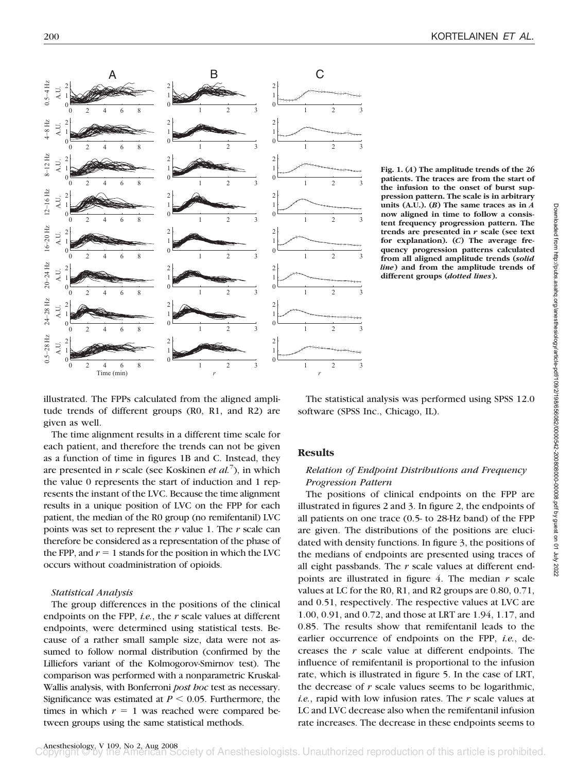**Fig. 1.** (*A*) The amplitude trends of the 26 patients. The traces are from the start of the infusion to the onset of burst suppression pattern. The scale is in arbitrary units (A.U.). (*B*) The same traces as in *A* now aligned in time to follow a consistent frequency progression pattern. The trends are presented in *r* scale (see text for explanation). (*C*) The average frequency progression patterns calculated from all aligned amplitude trends (*solid line*) and from the amplitude trends of different groups (*dotted lines*).

illustrated. The FPPs calculated from the aligned amplitude trends of different groups (R0, R1, and R2) are given as well.

The time alignment results in a different time scale for each patient, and therefore the trends can not be given as a function of time in figures 1B and C. Instead, they are presented in *r* scale (see Koskinen *et al.*[7]), in which the value 0 represents the start of induction and 1 represents the instant of the LVC. Because the time alignment results in a unique position of LVC on the FPP for each patient, the median of the R0 group (no remifentanil) LVC points was set to represent the *r* value 1. The *r* scale can therefore be considered as a representation of the phase of the FPP, and $r = 1$ stands for the position in which the LVC occurs without coadministration of opioids.

### *Statistical Analysis*

The group differences in the positions of the clinical endpoints on the FPP, *i.e.*, the *r* scale values at different endpoints, were determined using statistical tests. Because of a rather small sample size, data were not assumed to follow normal distribution (confirmed by the Lilliefors variant of the Kolmogorov-Smirnov test). The comparison was performed with a nonparametric Kruskal-Wallis analysis, with Bonferroni *post hoc* test as necessary. Significance was estimated at $P < 0.05$. Furthermore, the times in which $r = 1$ was reached were compared between groups using the same statistical methods.

The statistical analysis was performed using SPSS 12.0 software (SPSS Inc., Chicago, IL).

## Results

### *Relation of Endpoint Distributions and Frequency Progression Pattern*

The positions of clinical endpoints on the FPP are illustrated in figures 2 and 3. In figure 2, the endpoints of all patients on one trace (0.5- to 28-Hz band) of the FPP are given. The distributions of the positions are elucidated with density functions. In figure 3, the positions of the medians of endpoints are presented using traces of all eight passbands. The *r* scale values at different endpoints are illustrated in figure 4. The median *r* scale values at LC for the R0, R1, and R2 groups are 0.80, 0.71, and 0.51, respectively. The respective values at LVC are 1.00, 0.91, and 0.72, and those at LRT are 1.94, 1.17, and 0.85. The results show that remifentanil leads to the earlier occurrence of endpoints on the FPP, *i.e.*, decreases the *r* scale value at different endpoints. The influence of remifentanil is proportional to the infusion rate, which is illustrated in figure 5. In the case of LRT, the decrease of *r* scale values seems to be logarithmic, *i.e.*, rapid with low infusion rates. The *r* scale values at LC and LVC decrease also when the remifentanil infusion rate increases. The decrease in these endpoints seems to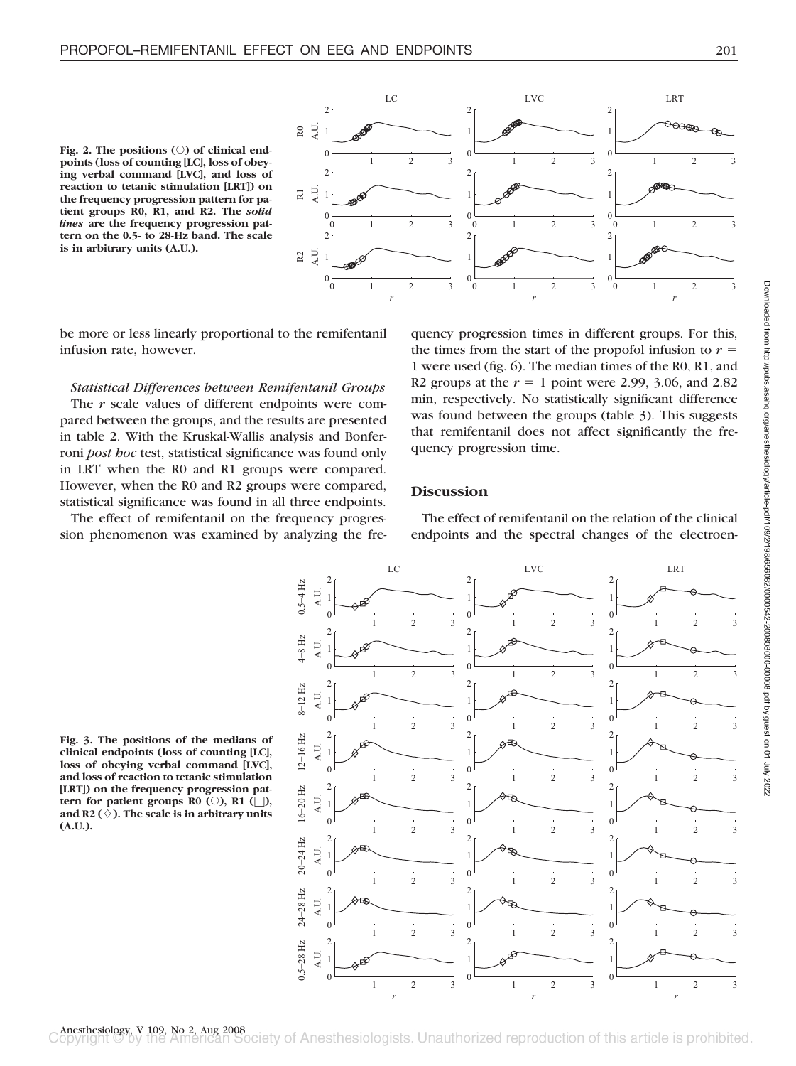Fig. 2. The positions (○) of clinical endpoints (loss of counting [LC], loss of obeying verbal command [LVC], and loss of reaction to tetanic stimulation [LRT]) on the frequency progression pattern for patient groups R0, R1, and R2. The *solid lines* are the frequency progression pattern on the 0.5- to 28-Hz band. The scale is in arbitrary units (A.U.).

be more or less linearly proportional to the remifentanil infusion rate, however.

*Statistical Differences between Remifentanil Groups*

The *r* scale values of different endpoints were compared between the groups, and the results are presented in table 2. With the Kruskal-Wallis analysis and Bonferroni *post hoc* test, statistical significance was found only in LRT when the R0 and R1 groups were compared. However, when the R0 and R2 groups were compared, statistical significance was found in all three endpoints.

The effect of remifentanil on the frequency progression phenomenon was examined by analyzing the frequency progression times in different groups. For this, the times from the start of the propofol infusion to $r = 1$ were used (fig. 6). The median times of the R0, R1, and R2 groups at the $r = 1$ point were 2.99, 3.06, and 2.82 min, respectively. No statistically significant difference was found between the groups (table 3). This suggests that remifentanil does not affect significantly the frequency progression time.

## Discussion

The effect of remifentanil on the relation of the clinical endpoints and the spectral changes of the electroen-

Fig. 3. The positions of the medians of clinical endpoints (loss of counting [LC], loss of obeying verbal command [LVC], and loss of reaction to tetanic stimulation [LRT]) on the frequency progression pattern for patient groups R0 (○), R1 (□), and R2 (◇). The scale is in arbitrary units (A.U.).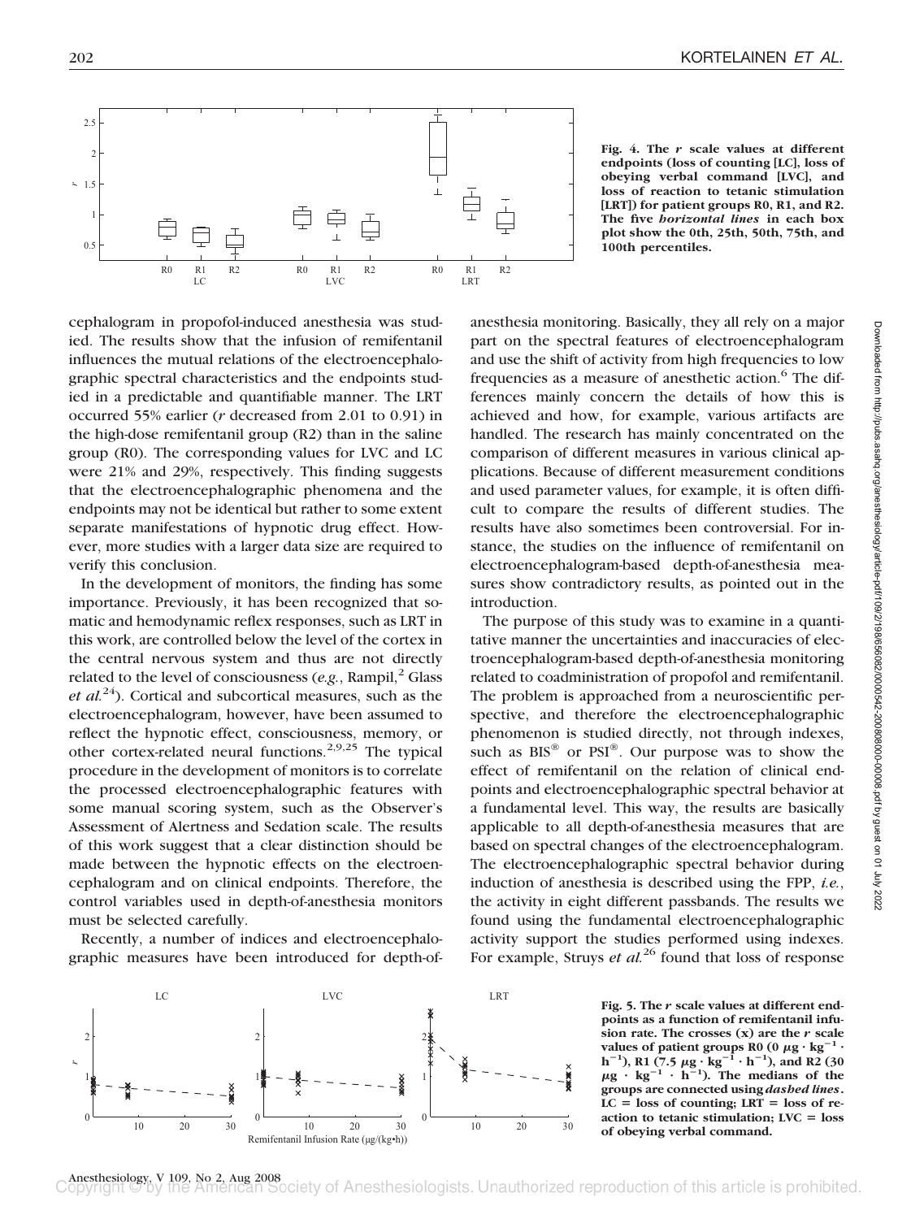Fig. 4. The *r* scale values at different endpoints (loss of counting [LC], loss of obeying verbal command [LVC], and loss of reaction to tetanic stimulation [LRT]) for patient groups R0, R1, and R2. The five *horizontal lines* in each box plot show the 0th, 25th, 50th, 75th, and 100th percentiles.

cephalogram in propofol-induced anesthesia was studied. The results show that the infusion of remifentanil influences the mutual relations of the electroencephalographic spectral characteristics and the endpoints studied in a predictable and quantifiable manner. The LRT occurred 55% earlier (*r* decreased from 2.01 to 0.91) in the high-dose remifentanil group (R2) than in the saline group (R0). The corresponding values for LVC and LC were 21% and 29%, respectively. This finding suggests that the electroencephalographic phenomena and the endpoints may not be identical but rather to some extent separate manifestations of hypnotic drug effect. However, more studies with a larger data size are required to verify this conclusion.

In the development of monitors, the finding has some importance. Previously, it has been recognized that somatic and hemodynamic reflex responses, such as LRT in this work, are controlled below the level of the cortex in the central nervous system and thus are not directly related to the level of consciousness (*e.g.*, Rampil,[2] Glass *et al.*[24]). Cortical and subcortical measures, such as the electroencephalogram, however, have been assumed to reflect the hypnotic effect, consciousness, memory, or other cortex-related neural functions.[2,9,25] The typical procedure in the development of monitors is to correlate the processed electroencephalographic features with some manual scoring system, such as the Observer's Assessment of Alertness and Sedation scale. The results of this work suggest that a clear distinction should be made between the hypnotic effects on the electroencephalogram and on clinical endpoints. Therefore, the control variables used in depth-of-anesthesia monitors must be selected carefully.

Recently, a number of indices and electroencephalographic measures have been introduced for depth-of-anesthesia monitoring. Basically, they all rely on a major part on the spectral features of electroencephalogram and use the shift of activity from high frequencies to low frequencies as a measure of anesthetic action.[6] The differences mainly concern the details of how this is achieved and how, for example, various artifacts are handled. The research has mainly concentrated on the comparison of different measures in various clinical applications. Because of different measurement conditions and used parameter values, for example, it is often difficult to compare the results of different studies. The results have also sometimes been controversial. For instance, the studies on the influence of remifentanil on electroencephalogram-based depth-of-anesthesia measures show contradictory results, as pointed out in the introduction.

The purpose of this study was to examine in a quantitative manner the uncertainties and inaccuracies of electroencephalogram-based depth-of-anesthesia monitoring related to coadministration of propofol and remifentanil. The problem is approached from a neuroscientific perspective, and therefore the electroencephalographic phenomenon is studied directly, not through indexes, such as BIS® or PSI®. Our purpose was to show the effect of remifentanil on the relation of clinical endpoints and electroencephalographic spectral behavior at a fundamental level. This way, the results are basically applicable to all depth-of-anesthesia measures that are based on spectral changes of the electroencephalogram. The electroencephalographic spectral behavior during induction of anesthesia is described using the FPP, *i.e.*, the activity in eight different passbands. The results we found using the fundamental electroencephalographic activity support the studies performed using indexes. For example, Struys *et al.*[26] found that loss of response

Fig. 5. The *r* scale values at different endpoints as a function of remifentanil infusion rate. The crosses (x) are the *r* scale values of patient groups R0 (0 $\mu g \cdot kg^{-1} \cdot h^{-1}$), R1 (7.5 $\mu g \cdot kg^{-1} \cdot h^{-1}$), and R2 (30 $\mu g \cdot kg^{-1} \cdot h^{-1}$). The medians of the groups are connected using *dashed lines*. LC = loss of counting; LRT = loss of reaction to tetanic stimulation; LVC = loss of obeying verbal command.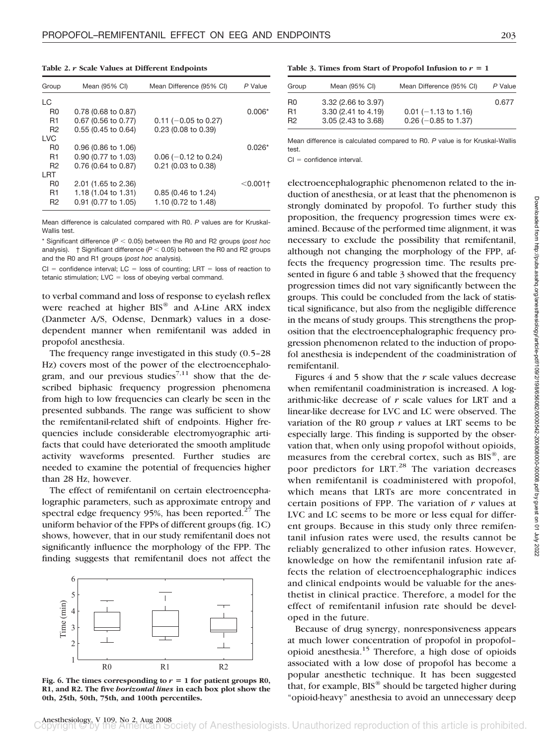**Table 2. *r* Scale Values at Different Endpoints**

| Group | Mean (95% CI) | Mean Difference (95% CI) | *P* Value |
|---|---|---|---|
| LC | | | |
| R0 | 0.78 (0.68 to 0.87) | | 0.006* |
| R1 | 0.67 (0.56 to 0.77) | 0.11 (−0.05 to 0.27) | |
| R2 | 0.55 (0.45 to 0.64) | 0.23 (0.08 to 0.39) | |
| LVC | | | |
| R0 | 0.96 (0.86 to 1.06) | | 0.026* |
| R1 | 0.90 (0.77 to 1.03) | 0.06 (−0.12 to 0.24) | |
| R2 | 0.76 (0.64 to 0.87) | 0.21 (0.03 to 0.38) | |
| LRT | | | |
| R0 | 2.01 (1.65 to 2.36) | | <0.001† |
| R1 | 1.18 (1.04 to 1.31) | 0.85 (0.46 to 1.24) | |
| R2 | 0.91 (0.77 to 1.05) | 1.10 (0.72 to 1.48) | |

Mean difference is calculated compared with R0. *P* values are for Kruskal-Wallis test.

\* Significant difference ($P < 0.05$) between the R0 and R2 groups (*post hoc* analysis). † Significant difference ($P < 0.05$) between the R0 and R2 groups and the R0 and R1 groups (*post hoc* analysis).

CI = confidence interval; LC = loss of counting; LRT = loss of reaction to tetanic stimulation; LVC = loss of obeying verbal command.

to verbal command and loss of response to eyelash reflex were reached at higher BIS® and A-Line ARX index (Danmeter A/S, Odense, Denmark) values in a dose-dependent manner when remifentanil was added in propofol anesthesia.

The frequency range investigated in this study (0.5–28 Hz) covers most of the power of the electroencephalogram, and our previous studies[7,11] show that the described biphasic frequency progression phenomena from high to low frequencies can clearly be seen in the presented subbands. The range was sufficient to show the remifentanil-related shift of endpoints. Higher frequencies include considerable electromyographic artifacts that could have deteriorated the smooth amplitude activity waveforms presented. Further studies are needed to examine the potential of frequencies higher than 28 Hz, however.

The effect of remifentanil on certain electroencephalographic parameters, such as approximate entropy and spectral edge frequency 95%, has been reported.[27] The uniform behavior of the FPPs of different groups (fig. 1C) shows, however, that in our study remifentanil does not significantly influence the morphology of the FPP. The finding suggests that remifentanil does not affect the

Fig. 6. The times corresponding to $r = 1$ for patient groups R0, R1, and R2. The five *horizontal lines* in each box plot show the 0th, 25th, 50th, 75th, and 100th percentiles.

**Table 3. Times from Start of Propofol Infusion to $r = 1$**

| Group | Mean (95% CI) | Mean Difference (95% CI) | *P* Value |
|---|---|---|---|
| R0 | 3.32 (2.66 to 3.97) | | 0.677 |
| R1 | 3.30 (2.41 to 4.19) | 0.01 (−1.13 to 1.16) | |
| R2 | 3.05 (2.43 to 3.68) | 0.26 (−0.85 to 1.37) | |

Mean difference is calculated compared to R0. *P* value is for Kruskal-Wallis test.

CI = confidence interval.

electroencephalographic phenomenon related to the induction of anesthesia, or at least that the phenomenon is strongly dominated by propofol. To further study this proposition, the frequency progression times were examined. Because of the performed time alignment, it was necessary to exclude the possibility that remifentanil, although not changing the morphology of the FPP, affects the frequency progression time. The results presented in figure 6 and table 3 showed that the frequency progression times did not vary significantly between the groups. This could be concluded from the lack of statistical significance, but also from the negligible difference in the means of study groups. This strengthens the proposition that the electroencephalographic frequency progression phenomenon related to the induction of propofol anesthesia is independent of the coadministration of remifentanil.

Figures 4 and 5 show that the *r* scale values decrease when remifentanil coadministration is increased. A logarithmic-like decrease of *r* scale values for LRT and a linear-like decrease for LVC and LC were observed. The variation of the R0 group *r* values at LRT seems to be especially large. This finding is supported by the observation that, when only using propofol without opioids, measures from the cerebral cortex, such as BIS®, are poor predictors for LRT.[28] The variation decreases when remifentanil is coadministered with propofol, which means that LRTs are more concentrated in certain positions of FPP. The variation of *r* values at LVC and LC seems to be more or less equal for different groups. Because in this study only three remifentanil infusion rates were used, the results cannot be reliably generalized to other infusion rates. However, knowledge on how the remifentanil infusion rate affects the relation of electroencephalographic indices and clinical endpoints would be valuable for the anesthetist in clinical practice. Therefore, a model for the effect of remifentanil infusion rate should be developed in the future.

Because of drug synergy, nonresponsiveness appears at much lower concentration of propofol in propofol–opioid anesthesia.[15] Therefore, a high dose of opioids associated with a low dose of propofol has become a popular anesthetic technique. It has been suggested that, for example, BIS® should be targeted higher during "opioid-heavy" anesthesia to avoid an unnecessary deep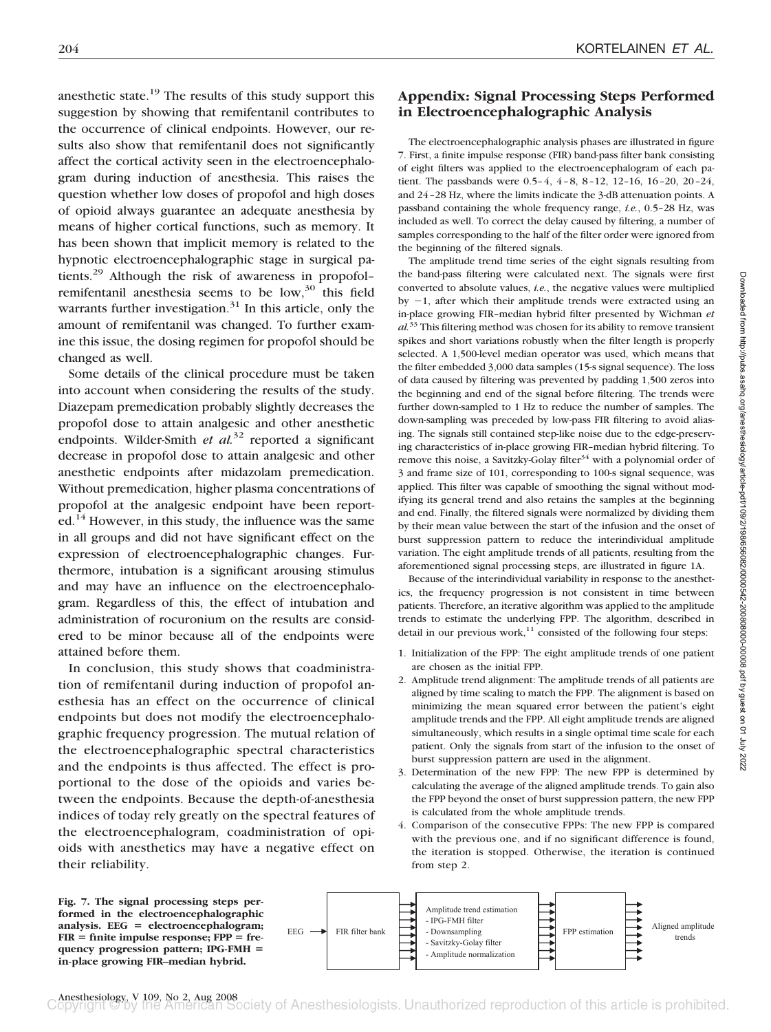anesthetic state.[19] The results of this study support this suggestion by showing that remifentanil contributes to the occurrence of clinical endpoints. However, our results also show that remifentanil does not significantly affect the cortical activity seen in the electroencephalogram during induction of anesthesia. This raises the question whether low doses of propofol and high doses of opioid always guarantee an adequate anesthesia by means of higher cortical functions, such as memory. It has been shown that implicit memory is related to the hypnotic electroencephalographic stage in surgical patients.[29] Although the risk of awareness in propofol–remifentanil anesthesia seems to be low,[30] this field warrants further investigation.[31] In this article, only the amount of remifentanil was changed. To further examine this issue, the dosing regimen for propofol should be changed as well.

Some details of the clinical procedure must be taken into account when considering the results of the study. Diazepam premedication probably slightly decreases the propofol dose to attain analgesic and other anesthetic endpoints. Wilder-Smith *et al.*[32] reported a significant decrease in propofol dose to attain analgesic and other anesthetic endpoints after midazolam premedication. Without premedication, higher plasma concentrations of propofol at the analgesic endpoint have been reported.[14] However, in this study, the influence was the same in all groups and did not have significant effect on the expression of electroencephalographic changes. Furthermore, intubation is a significant arousing stimulus and may have an influence on the electroencephalogram. Regardless of this, the effect of intubation and administration of rocuronium on the results are considered to be minor because all of the endpoints were attained before them.

In conclusion, this study shows that coadministration of remifentanil during induction of propofol anesthesia has an effect on the occurrence of clinical endpoints but does not modify the electroencephalographic frequency progression. The mutual relation of the electroencephalographic spectral characteristics and the endpoints is thus affected. The effect is proportional to the dose of the opioids and varies between the endpoints. Because the depth-of-anesthesia indices of today rely greatly on the spectral features of the electroencephalogram, coadministration of opioids with anesthetics may have a negative effect on their reliability.

## Appendix: Signal Processing Steps Performed in Electroencephalographic Analysis

The electroencephalographic analysis phases are illustrated in figure 7. First, a finite impulse response (FIR) band-pass filter bank consisting of eight filters was applied to the electroencephalogram of each patient. The passbands were 0.5–4, 4–8, 8–12, 12–16, 16–20, 20–24, and 24–28 Hz, where the limits indicate the 3-dB attenuation points. A passband containing the whole frequency range, *i.e.*, 0.5–28 Hz, was included as well. To correct the delay caused by filtering, a number of samples corresponding to the half of the filter order were ignored from the beginning of the filtered signals.

The amplitude trend time series of the eight signals resulting from the band-pass filtering were calculated next. The signals were first converted to absolute values, *i.e.*, the negative values were multiplied by −1, after which their amplitude trends were extracted using an in-place growing FIR–median hybrid filter presented by Wichman *et al.*[33] This filtering method was chosen for its ability to remove transient spikes and short variations robustly when the filter length is properly selected. A 1,500-level median operator was used, which means that the filter embedded 3,000 data samples (15-s signal sequence). The loss of data caused by filtering was prevented by padding 1,500 zeros into the beginning and end of the signal before filtering. The trends were further down-sampled to 1 Hz to reduce the number of samples. The down-sampling was preceded by low-pass FIR filtering to avoid aliasing. The signals still contained step-like noise due to the edge-preserving characteristics of in-place growing FIR–median hybrid filtering. To remove this noise, a Savitzky-Golay filter[34] with a polynomial order of 3 and frame size of 101, corresponding to 100-s signal sequence, was applied. This filter was capable of smoothing the signal without modifying its general trend and also retains the samples at the beginning and end. Finally, the filtered signals were normalized by dividing them by their mean value between the start of the infusion and the onset of burst suppression pattern to reduce the interindividual amplitude variation. The eight amplitude trends of all patients, resulting from the aforementioned signal processing steps, are illustrated in figure 1A.

Because of the interindividual variability in response to the anesthetics, the frequency progression is not consistent in time between patients. Therefore, an iterative algorithm was applied to the amplitude trends to estimate the underlying FPP. The algorithm, described in detail in our previous work,[11] consisted of the following four steps:

1. Initialization of the FPP: The eight amplitude trends of one patient are chosen as the initial FPP.
2. Amplitude trend alignment: The amplitude trends of all patients are aligned by time scaling to match the FPP. The alignment is based on minimizing the mean squared error between the patient's eight amplitude trends and the FPP. All eight amplitude trends are aligned simultaneously, which results in a single optimal time scale for each patient. Only the signals from start of the infusion to the onset of burst suppression pattern are used in the alignment.
3. Determination of the new FPP: The new FPP is determined by calculating the average of the aligned amplitude trends. To gain also the FPP beyond the onset of burst suppression pattern, the new FPP is calculated from the whole amplitude trends.
4. Comparison of the consecutive FPPs: The new FPP is compared with the previous one, and if no significant difference is found, the iteration is stopped. Otherwise, the iteration is continued from step 2.

EEG → FIR filter bank → Amplitude trend estimation (- IPG-FMH filter - Downsampling - Savitzky-Golay filter - Amplitude normalization) → FPP estimation → Aligned amplitude trends

**Fig. 7. The signal processing steps performed in the electroencephalographic analysis. EEG = electroencephalogram; FIR = finite impulse response; FPP = frequency progression pattern; IPG-FMH = in-place growing FIR–median hybrid.**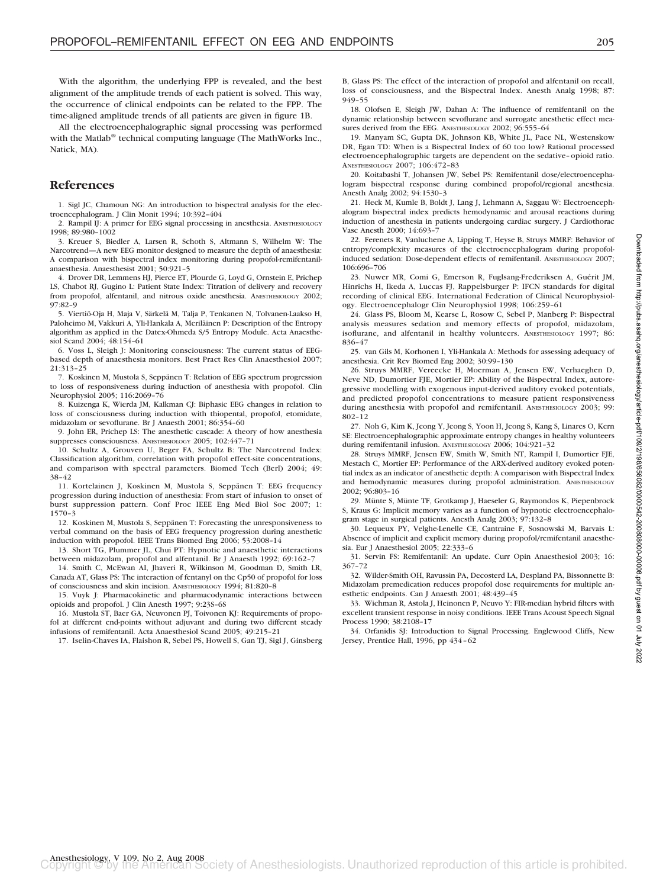With the algorithm, the underlying FPP is revealed, and the best alignment of the amplitude trends of each patient is solved. This way, the occurrence of clinical endpoints can be related to the FPP. The time-aligned amplitude trends of all patients are given in figure 1B.

All the electroencephalographic signal processing was performed with the Matlab® technical computing language (The MathWorks Inc., Natick, MA).

## References

1. Sigl JC, Chamoun NG: An introduction to bispectral analysis for the electroencephalogram. J Clin Monit 1994; 10:392–404
2. Rampil IJ: A primer for EEG signal processing in anesthesia. ANESTHESIOLOGY 1998; 89:980–1002
3. Kreuer S, Biedler A, Larsen R, Schoth S, Altmann S, Wilhelm W: The Narcotrend—A new EEG monitor designed to measure the depth of anaesthesia: A comparison with bispectral index monitoring during propofol-remifentanil-anaesthesia. Anaesthesist 2001; 50:921–5
4. Drover DR, Lemmens HJ, Pierce ET, Plourde G, Loyd G, Ornstein E, Prichep LS, Chabot RJ, Gugino L: Patient State Index: Titration of delivery and recovery from propofol, alfentanil, and nitrous oxide anesthesia. ANESTHESIOLOGY 2002; 97:82–9
5. Viertiö-Oja H, Maja V, Särkelä M, Talja P, Tenkanen N, Tolvanen-Laakso H, Paloheimo M, Vakkuri A, Yli-Hankala A, Meriläinen P: Description of the Entropy algorithm as applied in the Datex-Ohmeda S/5 Entropy Module. Acta Anaesthesiol Scand 2004; 48:154–61
6. Voss L, Sleigh J: Monitoring consciousness: The current status of EEG-based depth of anaesthesia monitors. Best Pract Res Clin Anaesthesiol 2007; 21:313–25
7. Koskinen M, Mustola S, Seppänen T: Relation of EEG spectrum progression to loss of responsiveness during induction of anesthesia with propofol. Clin Neurophysiol 2005; 116:2069–76
8. Kuizenga K, Wierda JM, Kalkman CJ: Biphasic EEG changes in relation to loss of consciousness during induction with thiopental, propofol, etomidate, midazolam or sevoflurane. Br J Anaesth 2001; 86:354–60
9. John ER, Prichep LS: The anesthetic cascade: A theory of how anesthesia suppresses consciousness. ANESTHESIOLOGY 2005; 102:447–71
10. Schultz A, Grouven U, Beger FA, Schultz B: The Narcotrend Index: Classification algorithm, correlation with propofol effect-site concentrations, and comparison with spectral parameters. Biomed Tech (Berl) 2004; 49: 38–42
11. Kortelainen J, Koskinen M, Mustola S, Seppänen T: EEG frequency progression during induction of anesthesia: From start of infusion to onset of burst suppression pattern. Conf Proc IEEE Eng Med Biol Soc 2007; 1: 1570–3
12. Koskinen M, Mustola S, Seppänen T: Forecasting the unresponsiveness to verbal command on the basis of EEG frequency progression during anesthetic induction with propofol. IEEE Trans Biomed Eng 2006; 53:2008–14
13. Short TG, Plummer JL, Chui PT: Hypnotic and anaesthetic interactions between midazolam, propofol and alfentanil. Br J Anaesth 1992; 69:162–7
14. Smith C, McEwan AI, Jhaveri R, Wilkinson M, Goodman D, Smith LR, Canada AT, Glass PS: The interaction of fentanyl on the Cp50 of propofol for loss of consciousness and skin incision. ANESTHESIOLOGY 1994; 81:820–8
15. Vuyk J: Pharmacokinetic and pharmacodynamic interactions between opioids and propofol. J Clin Anesth 1997; 9:23S–6S
16. Mustola ST, Baer GA, Neuvonen PJ, Toivonen KJ: Requirements of propofol at different end-points without adjuvant and during two different steady infusions of remifentanil. Acta Anaesthesiol Scand 2005; 49:215–21
17. Iselin-Chaves IA, Flaishon R, Sebel PS, Howell S, Gan TJ, Sigl J, Ginsberg B, Glass PS: The effect of the interaction of propofol and alfentanil on recall, loss of consciousness, and the Bispectral Index. Anesth Analg 1998; 87: 949–55
18. Olofsen E, Sleigh JW, Dahan A: The influence of remifentanil on the dynamic relationship between sevoflurane and surrogate anesthetic effect measures derived from the EEG. ANESTHESIOLOGY 2002; 96:555–64
19. Manyam SC, Gupta DK, Johnson KB, White JL, Pace NL, Westenskow DR, Egan TD: When is a Bispectral Index of 60 too low? Rational processed electroencephalographic targets are dependent on the sedative–opioid ratio. ANESTHESIOLOGY 2007; 106:472–83
20. Koitabashi T, Johansen JW, Sebel PS: Remifentanil dose/electroencephalogram bispectral response during combined propofol/regional anesthesia. Anesth Analg 2002; 94:1530–3
21. Heck M, Kumle B, Boldt J, Lang J, Lehmann A, Saggau W: Electroencephalogram bispectral index predicts hemodynamic and arousal reactions during induction of anesthesia in patients undergoing cardiac surgery. J Cardiothorac Vasc Anesth 2000; 14:693–7
22. Ferenets R, Vanluchene A, Lipping T, Heyse B, Struys MMRF: Behavior of entropy/complexity measures of the electroencephalogram during propofol-induced sedation: Dose-dependent effects of remifentanil. ANESTHESIOLOGY 2007; 106:696–706
23. Nuwer MR, Comi G, Emerson R, Fuglsang-Frederiksen A, Guérit JM, Hinrichs H, Ikeda A, Luccas FJ, Rappelsburger P: IFCN standards for digital recording of clinical EEG. International Federation of Clinical Neurophysiology. Electroencephalogr Clin Neurophysiol 1998; 106:259–61
24. Glass PS, Bloom M, Kearse L, Rosow C, Sebel P, Manberg P: Bispectral analysis measures sedation and memory effects of propofol, midazolam, isoflurane, and alfentanil in healthy volunteers. ANESTHESIOLOGY 1997; 86: 836–47
25. van Gils M, Korhonen I, Yli-Hankala A: Methods for assessing adequacy of anesthesia. Crit Rev Biomed Eng 2002; 30:99–130
26. Struys MMRF, Vereecke H, Moerman A, Jensen EW, Verhaeghen D, Neve ND, Dumortier FJE, Mortier EP: Ability of the Bispectral Index, autoregressive modelling with exogenous input-derived auditory evoked potentials, and predicted propofol concentrations to measure patient responsiveness during anesthesia with propofol and remifentanil. ANESTHESIOLOGY 2003; 99: 802–12
27. Noh G, Kim K, Jeong Y, Jeong S, Yoon H, Jeong S, Kang S, Linares O, Kern SE: Electroencephalographic approximate entropy changes in healthy volunteers during remifentanil infusion. ANESTHESIOLOGY 2006; 104:921–32
28. Struys MMRF, Jensen EW, Smith W, Smith NT, Rampil I, Dumortier FJE, Mestach C, Mortier EP: Performance of the ARX-derived auditory evoked potential index as an indicator of anesthetic depth: A comparison with Bispectral Index and hemodynamic measures during propofol administration. ANESTHESIOLOGY 2002; 96:803–16
29. Münte S, Münte TF, Grotkamp J, Haeseler G, Raymondos K, Piepenbrock S, Kraus G: Implicit memory varies as a function of hypnotic electroencephalogram stage in surgical patients. Anesth Analg 2003; 97:132–8
30. Lequeux PY, Velghe-Lenelle CE, Cantraine F, Sosnowski M, Barvais L: Absence of implicit and explicit memory during propofol/remifentanil anaesthesia. Eur J Anaesthesiol 2005; 22:333–6
31. Servin FS: Remifentanil: An update. Curr Opin Anaesthesiol 2003; 16: 367–72
32. Wilder-Smith OH, Ravussin PA, Decosterd LA, Despland PA, Bissonnette B: Midazolam premedication reduces propofol dose requirements for multiple anesthetic endpoints. Can J Anaesth 2001; 48:439–45
33. Wichman R, Astola J, Heinonen P, Neuvo Y: FIR-median hybrid filters with excellent transient response in noisy conditions. IEEE Trans Acoust Speech Signal Process 1990; 38:2108–17
34. Orfanidis SJ: Introduction to Signal Processing. Englewood Cliffs, New Jersey, Prentice Hall, 1996, pp 434–62